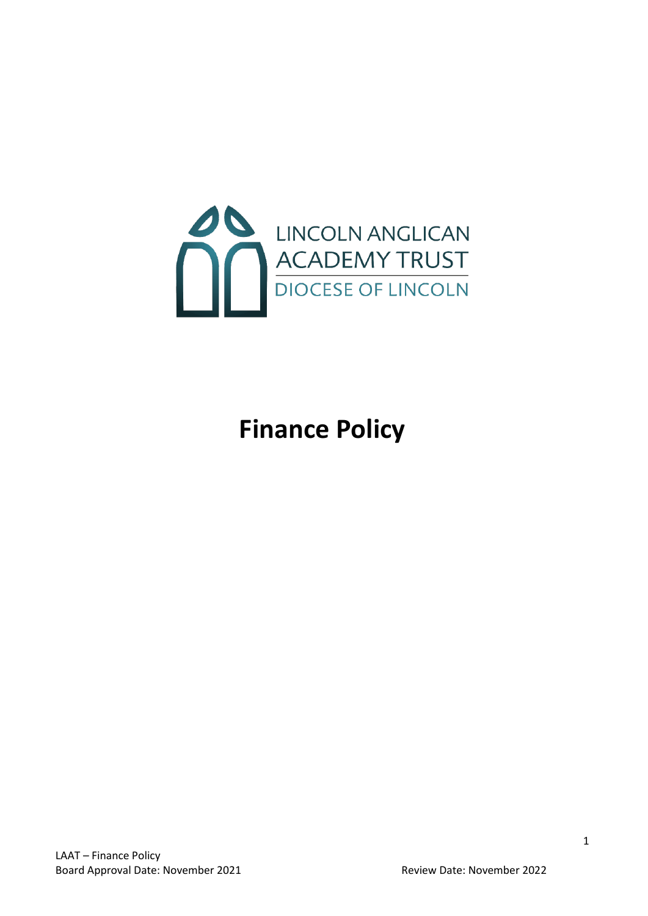LINCOLN ANGLICAN ACADEMY TRUST
DIOCESE OF LINCOLN

# Finance Policy

LAAT – Finance Policy
Board Approval Date: November 2021
Review Date: November 2022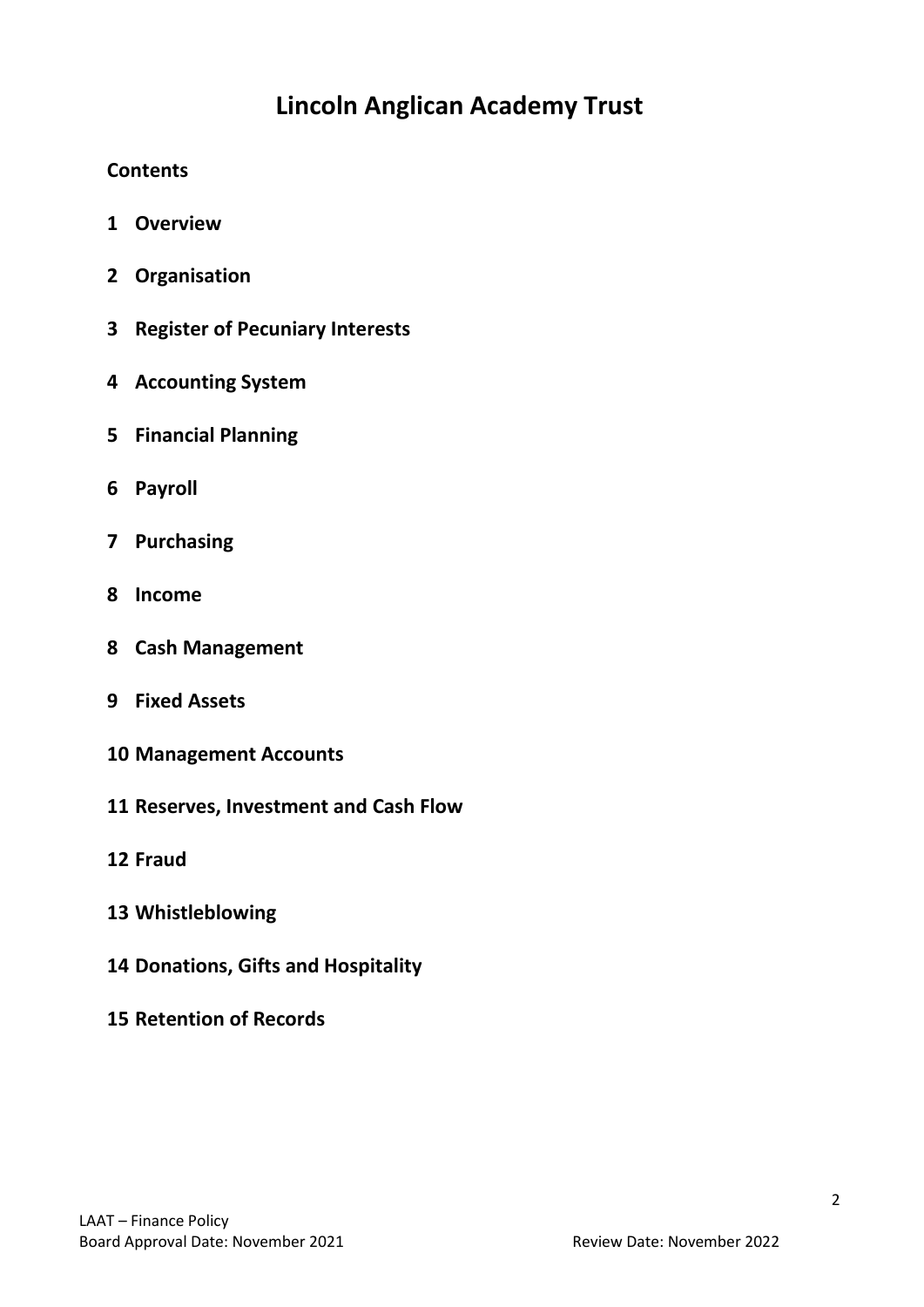# Lincoln Anglican Academy Trust

**Contents**

**1 Overview**

**2 Organisation**

**3 Register of Pecuniary Interests**

**4 Accounting System**

**5 Financial Planning**

**6 Payroll**

**7 Purchasing**

**8 Income**

**8 Cash Management**

**9 Fixed Assets**

**10 Management Accounts**

**11 Reserves, Investment and Cash Flow**

**12 Fraud**

**13 Whistleblowing**

**14 Donations, Gifts and Hospitality**

**15 Retention of Records**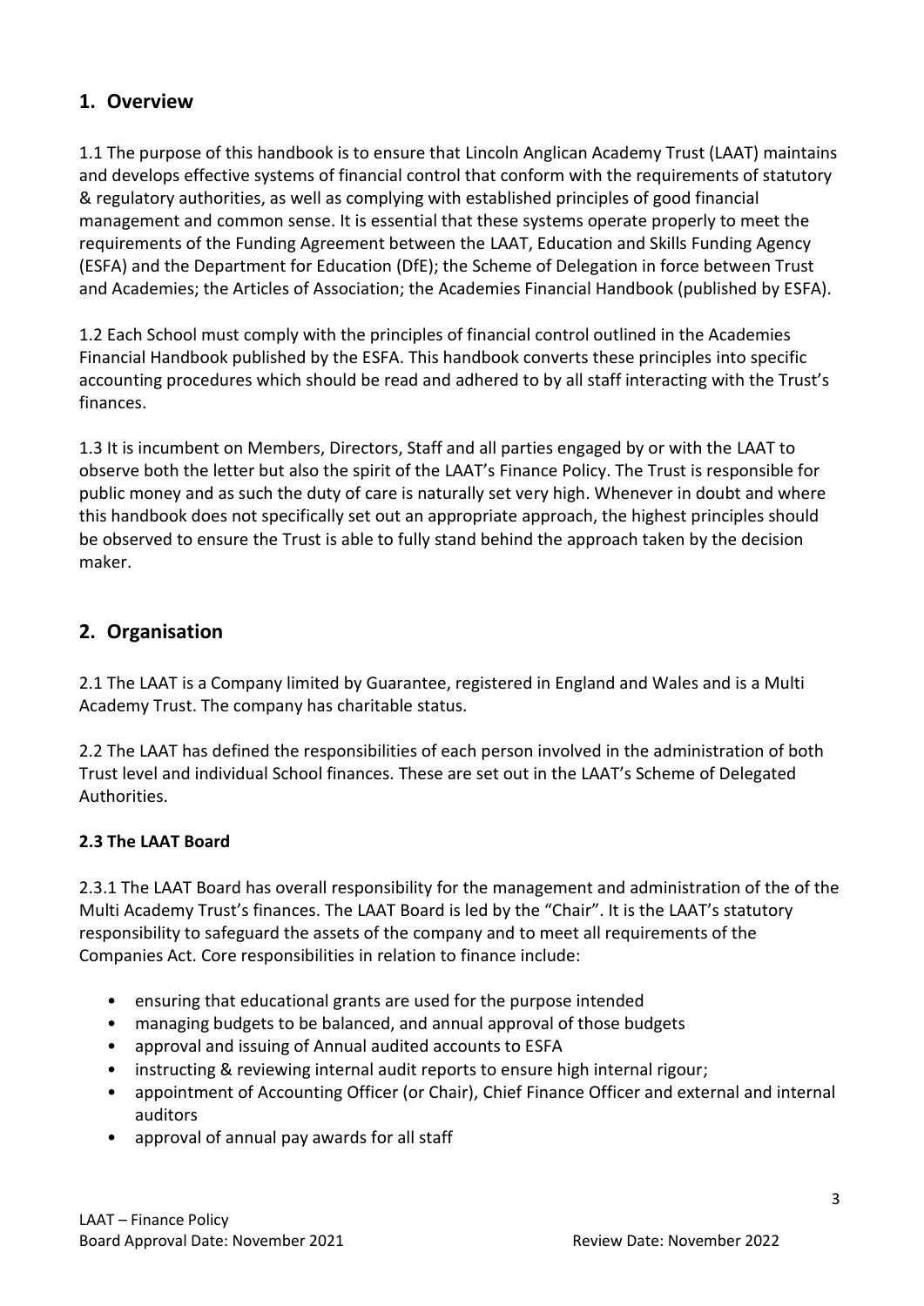## 1. Overview

1.1 The purpose of this handbook is to ensure that Lincoln Anglican Academy Trust (LAAT) maintains and develops effective systems of financial control that conform with the requirements of statutory & regulatory authorities, as well as complying with established principles of good financial management and common sense. It is essential that these systems operate properly to meet the requirements of the Funding Agreement between the LAAT, Education and Skills Funding Agency (ESFA) and the Department for Education (DfE); the Scheme of Delegation in force between Trust and Academies; the Articles of Association; the Academies Financial Handbook (published by ESFA).

1.2 Each School must comply with the principles of financial control outlined in the Academies Financial Handbook published by the ESFA. This handbook converts these principles into specific accounting procedures which should be read and adhered to by all staff interacting with the Trust's finances.

1.3 It is incumbent on Members, Directors, Staff and all parties engaged by or with the LAAT to observe both the letter but also the spirit of the LAAT's Finance Policy. The Trust is responsible for public money and as such the duty of care is naturally set very high. Whenever in doubt and where this handbook does not specifically set out an appropriate approach, the highest principles should be observed to ensure the Trust is able to fully stand behind the approach taken by the decision maker.

## 2. Organisation

2.1 The LAAT is a Company limited by Guarantee, registered in England and Wales and is a Multi Academy Trust. The company has charitable status.

2.2 The LAAT has defined the responsibilities of each person involved in the administration of both Trust level and individual School finances. These are set out in the LAAT's Scheme of Delegated Authorities.

### 2.3 The LAAT Board

2.3.1 The LAAT Board has overall responsibility for the management and administration of the of the Multi Academy Trust's finances. The LAAT Board is led by the "Chair". It is the LAAT's statutory responsibility to safeguard the assets of the company and to meet all requirements of the Companies Act. Core responsibilities in relation to finance include:

- ensuring that educational grants are used for the purpose intended
- managing budgets to be balanced, and annual approval of those budgets
- approval and issuing of Annual audited accounts to ESFA
- instructing & reviewing internal audit reports to ensure high internal rigour;
- appointment of Accounting Officer (or Chair), Chief Finance Officer and external and internal auditors
- approval of annual pay awards for all staff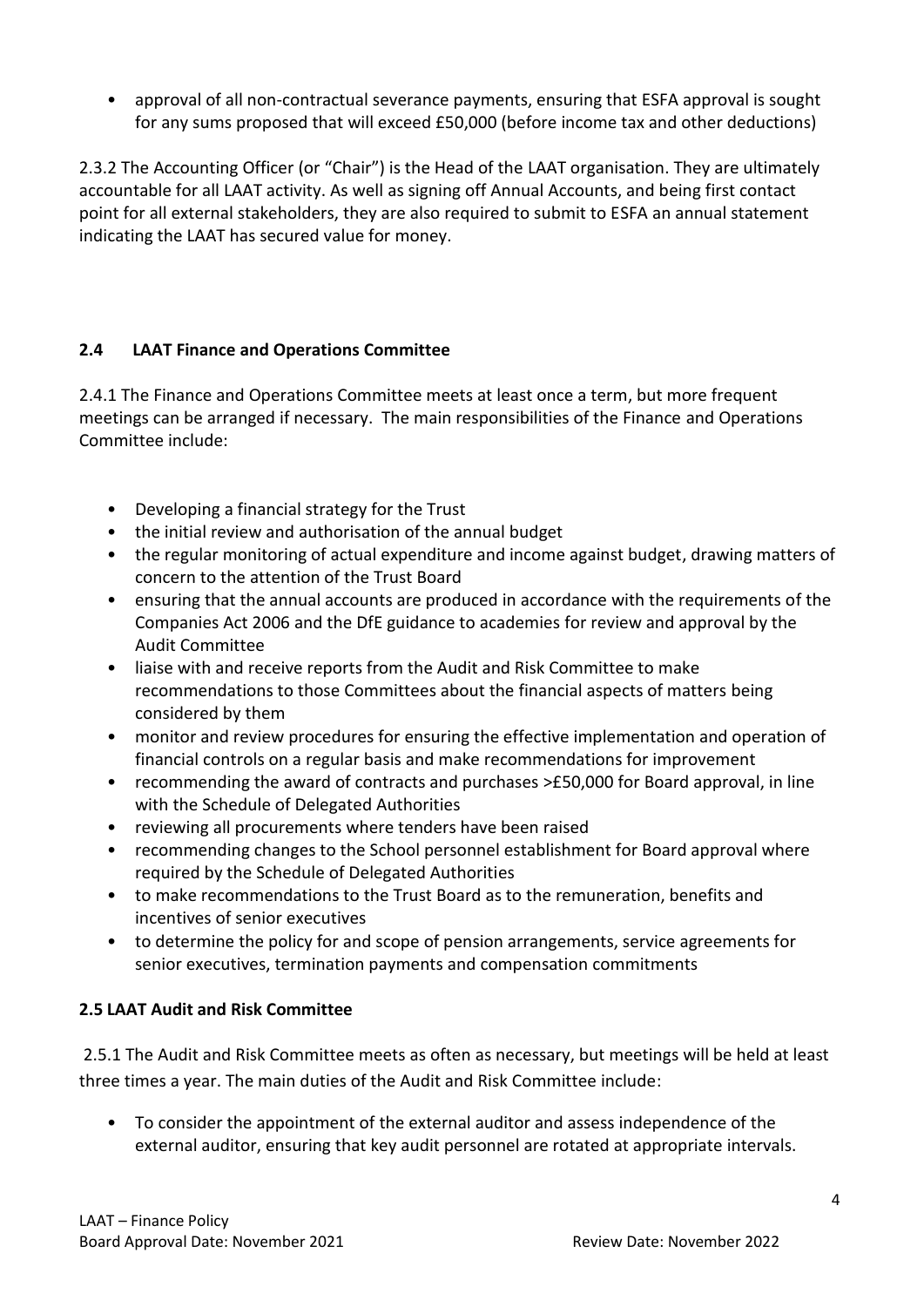- approval of all non-contractual severance payments, ensuring that ESFA approval is sought for any sums proposed that will exceed £50,000 (before income tax and other deductions)

2.3.2 The Accounting Officer (or "Chair") is the Head of the LAAT organisation. They are ultimately accountable for all LAAT activity. As well as signing off Annual Accounts, and being first contact point for all external stakeholders, they are also required to submit to ESFA an annual statement indicating the LAAT has secured value for money.

### 2.4 LAAT Finance and Operations Committee

2.4.1 The Finance and Operations Committee meets at least once a term, but more frequent meetings can be arranged if necessary. The main responsibilities of the Finance and Operations Committee include:

- Developing a financial strategy for the Trust
- the initial review and authorisation of the annual budget
- the regular monitoring of actual expenditure and income against budget, drawing matters of concern to the attention of the Trust Board
- ensuring that the annual accounts are produced in accordance with the requirements of the Companies Act 2006 and the DfE guidance to academies for review and approval by the Audit Committee
- liaise with and receive reports from the Audit and Risk Committee to make recommendations to those Committees about the financial aspects of matters being considered by them
- monitor and review procedures for ensuring the effective implementation and operation of financial controls on a regular basis and make recommendations for improvement
- recommending the award of contracts and purchases >£50,000 for Board approval, in line with the Schedule of Delegated Authorities
- reviewing all procurements where tenders have been raised
- recommending changes to the School personnel establishment for Board approval where required by the Schedule of Delegated Authorities
- to make recommendations to the Trust Board as to the remuneration, benefits and incentives of senior executives
- to determine the policy for and scope of pension arrangements, service agreements for senior executives, termination payments and compensation commitments

### 2.5 LAAT Audit and Risk Committee

2.5.1 The Audit and Risk Committee meets as often as necessary, but meetings will be held at least three times a year. The main duties of the Audit and Risk Committee include:

- To consider the appointment of the external auditor and assess independence of the external auditor, ensuring that key audit personnel are rotated at appropriate intervals.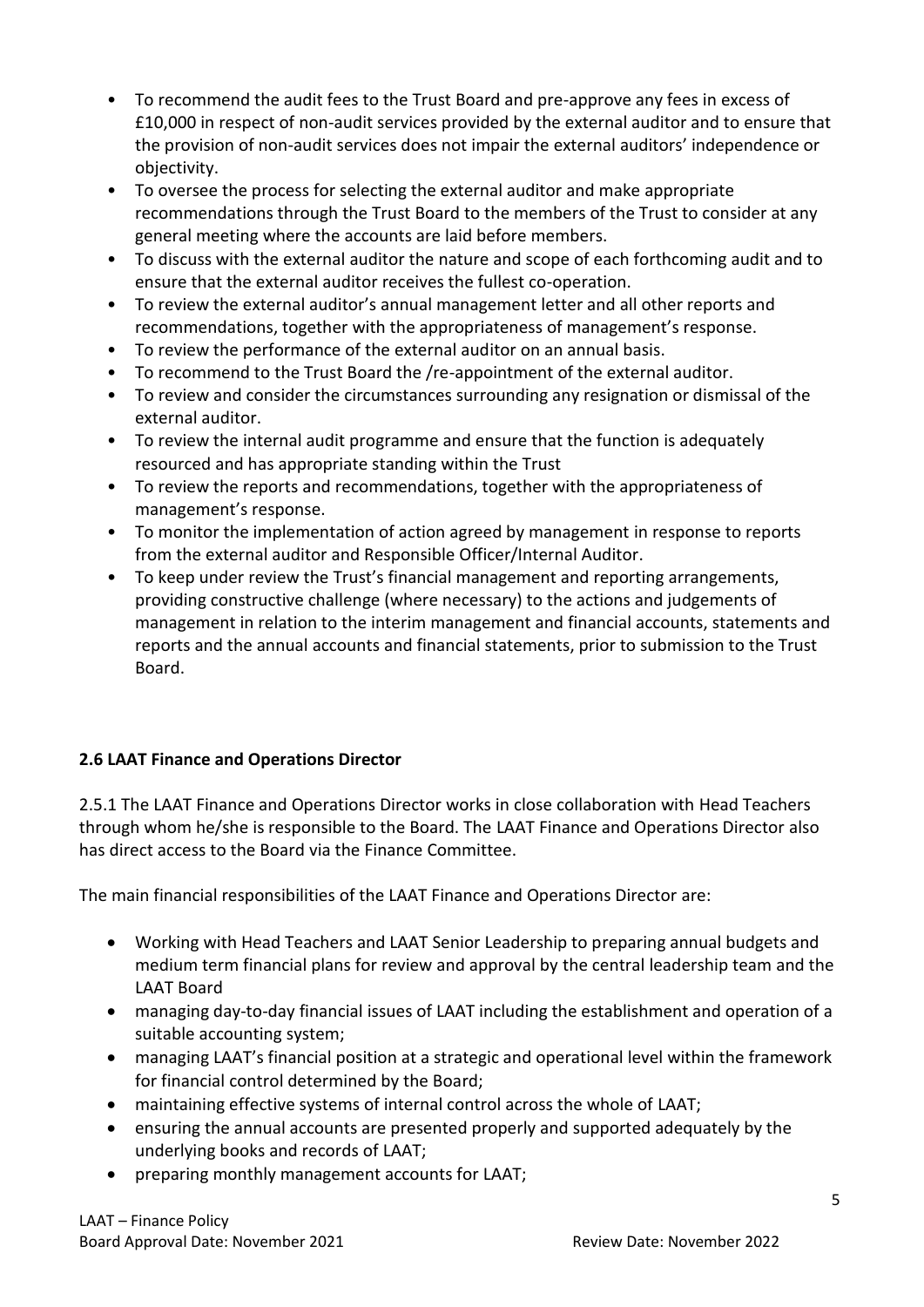- To recommend the audit fees to the Trust Board and pre-approve any fees in excess of £10,000 in respect of non-audit services provided by the external auditor and to ensure that the provision of non-audit services does not impair the external auditors' independence or objectivity.
- To oversee the process for selecting the external auditor and make appropriate recommendations through the Trust Board to the members of the Trust to consider at any general meeting where the accounts are laid before members.
- To discuss with the external auditor the nature and scope of each forthcoming audit and to ensure that the external auditor receives the fullest co-operation.
- To review the external auditor's annual management letter and all other reports and recommendations, together with the appropriateness of management's response.
- To review the performance of the external auditor on an annual basis.
- To recommend to the Trust Board the /re-appointment of the external auditor.
- To review and consider the circumstances surrounding any resignation or dismissal of the external auditor.
- To review the internal audit programme and ensure that the function is adequately resourced and has appropriate standing within the Trust
- To review the reports and recommendations, together with the appropriateness of management's response.
- To monitor the implementation of action agreed by management in response to reports from the external auditor and Responsible Officer/Internal Auditor.
- To keep under review the Trust's financial management and reporting arrangements, providing constructive challenge (where necessary) to the actions and judgements of management in relation to the interim management and financial accounts, statements and reports and the annual accounts and financial statements, prior to submission to the Trust Board.

**2.6 LAAT Finance and Operations Director**

2.5.1 The LAAT Finance and Operations Director works in close collaboration with Head Teachers through whom he/she is responsible to the Board. The LAAT Finance and Operations Director also has direct access to the Board via the Finance Committee.

The main financial responsibilities of the LAAT Finance and Operations Director are:

- Working with Head Teachers and LAAT Senior Leadership to preparing annual budgets and medium term financial plans for review and approval by the central leadership team and the LAAT Board
- managing day-to-day financial issues of LAAT including the establishment and operation of a suitable accounting system;
- managing LAAT's financial position at a strategic and operational level within the framework for financial control determined by the Board;
- maintaining effective systems of internal control across the whole of LAAT;
- ensuring the annual accounts are presented properly and supported adequately by the underlying books and records of LAAT;
- preparing monthly management accounts for LAAT;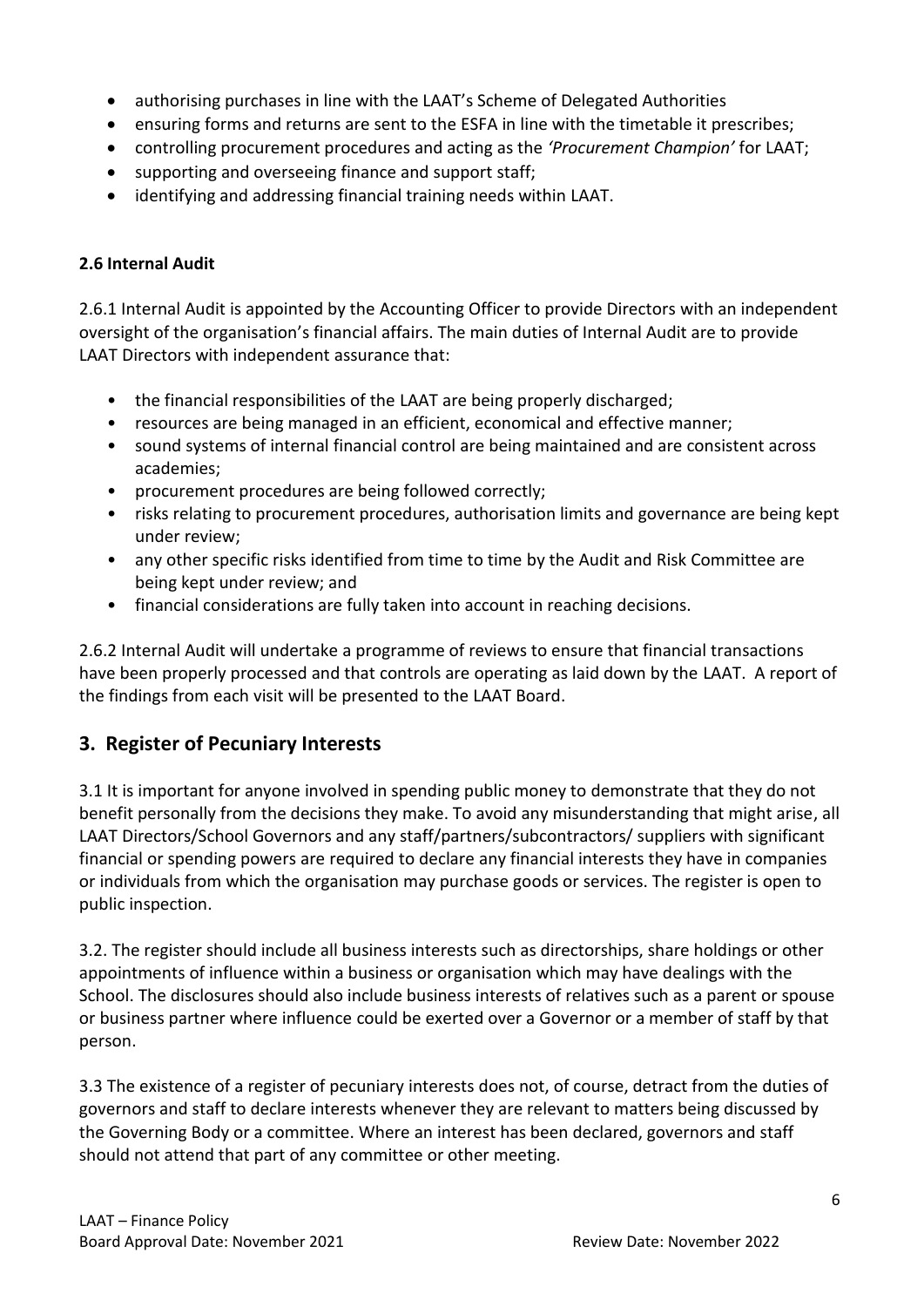- authorising purchases in line with the LAAT's Scheme of Delegated Authorities
- ensuring forms and returns are sent to the ESFA in line with the timetable it prescribes;
- controlling procurement procedures and acting as the *'Procurement Champion'* for LAAT;
- supporting and overseeing finance and support staff;
- identifying and addressing financial training needs within LAAT.

**2.6 Internal Audit**

2.6.1 Internal Audit is appointed by the Accounting Officer to provide Directors with an independent oversight of the organisation's financial affairs. The main duties of Internal Audit are to provide LAAT Directors with independent assurance that:

- the financial responsibilities of the LAAT are being properly discharged;
- resources are being managed in an efficient, economical and effective manner;
- sound systems of internal financial control are being maintained and are consistent across academies;
- procurement procedures are being followed correctly;
- risks relating to procurement procedures, authorisation limits and governance are being kept under review;
- any other specific risks identified from time to time by the Audit and Risk Committee are being kept under review; and
- financial considerations are fully taken into account in reaching decisions.

2.6.2 Internal Audit will undertake a programme of reviews to ensure that financial transactions have been properly processed and that controls are operating as laid down by the LAAT. A report of the findings from each visit will be presented to the LAAT Board.

## 3. Register of Pecuniary Interests

3.1 It is important for anyone involved in spending public money to demonstrate that they do not benefit personally from the decisions they make. To avoid any misunderstanding that might arise, all LAAT Directors/School Governors and any staff/partners/subcontractors/ suppliers with significant financial or spending powers are required to declare any financial interests they have in companies or individuals from which the organisation may purchase goods or services. The register is open to public inspection.

3.2. The register should include all business interests such as directorships, share holdings or other appointments of influence within a business or organisation which may have dealings with the School. The disclosures should also include business interests of relatives such as a parent or spouse or business partner where influence could be exerted over a Governor or a member of staff by that person.

3.3 The existence of a register of pecuniary interests does not, of course, detract from the duties of governors and staff to declare interests whenever they are relevant to matters being discussed by the Governing Body or a committee. Where an interest has been declared, governors and staff should not attend that part of any committee or other meeting.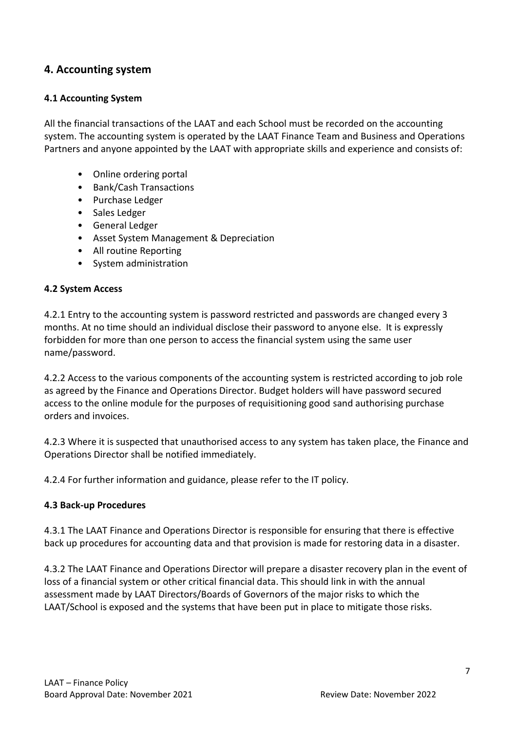## 4. Accounting system

### 4.1 Accounting System

All the financial transactions of the LAAT and each School must be recorded on the accounting system. The accounting system is operated by the LAAT Finance Team and Business and Operations Partners and anyone appointed by the LAAT with appropriate skills and experience and consists of:

- Online ordering portal
- Bank/Cash Transactions
- Purchase Ledger
- Sales Ledger
- General Ledger
- Asset System Management & Depreciation
- All routine Reporting
- System administration

### 4.2 System Access

4.2.1 Entry to the accounting system is password restricted and passwords are changed every 3 months. At no time should an individual disclose their password to anyone else. It is expressly forbidden for more than one person to access the financial system using the same user name/password.

4.2.2 Access to the various components of the accounting system is restricted according to job role as agreed by the Finance and Operations Director. Budget holders will have password secured access to the online module for the purposes of requisitioning good sand authorising purchase orders and invoices.

4.2.3 Where it is suspected that unauthorised access to any system has taken place, the Finance and Operations Director shall be notified immediately.

4.2.4 For further information and guidance, please refer to the IT policy.

### 4.3 Back-up Procedures

4.3.1 The LAAT Finance and Operations Director is responsible for ensuring that there is effective back up procedures for accounting data and that provision is made for restoring data in a disaster.

4.3.2 The LAAT Finance and Operations Director will prepare a disaster recovery plan in the event of loss of a financial system or other critical financial data. This should link in with the annual assessment made by LAAT Directors/Boards of Governors of the major risks to which the LAAT/School is exposed and the systems that have been put in place to mitigate those risks.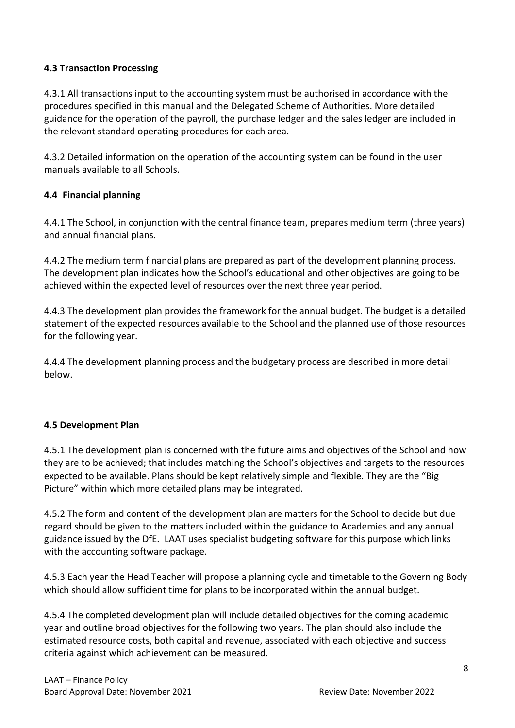### 4.3 Transaction Processing

4.3.1 All transactions input to the accounting system must be authorised in accordance with the procedures specified in this manual and the Delegated Scheme of Authorities. More detailed guidance for the operation of the payroll, the purchase ledger and the sales ledger are included in the relevant standard operating procedures for each area.

4.3.2 Detailed information on the operation of the accounting system can be found in the user manuals available to all Schools.

### 4.4 Financial planning

4.4.1 The School, in conjunction with the central finance team, prepares medium term (three years) and annual financial plans.

4.4.2 The medium term financial plans are prepared as part of the development planning process. The development plan indicates how the School's educational and other objectives are going to be achieved within the expected level of resources over the next three year period.

4.4.3 The development plan provides the framework for the annual budget. The budget is a detailed statement of the expected resources available to the School and the planned use of those resources for the following year.

4.4.4 The development planning process and the budgetary process are described in more detail below.

### 4.5 Development Plan

4.5.1 The development plan is concerned with the future aims and objectives of the School and how they are to be achieved; that includes matching the School's objectives and targets to the resources expected to be available. Plans should be kept relatively simple and flexible. They are the "Big Picture" within which more detailed plans may be integrated.

4.5.2 The form and content of the development plan are matters for the School to decide but due regard should be given to the matters included within the guidance to Academies and any annual guidance issued by the DfE. LAAT uses specialist budgeting software for this purpose which links with the accounting software package.

4.5.3 Each year the Head Teacher will propose a planning cycle and timetable to the Governing Body which should allow sufficient time for plans to be incorporated within the annual budget.

4.5.4 The completed development plan will include detailed objectives for the coming academic year and outline broad objectives for the following two years. The plan should also include the estimated resource costs, both capital and revenue, associated with each objective and success criteria against which achievement can be measured.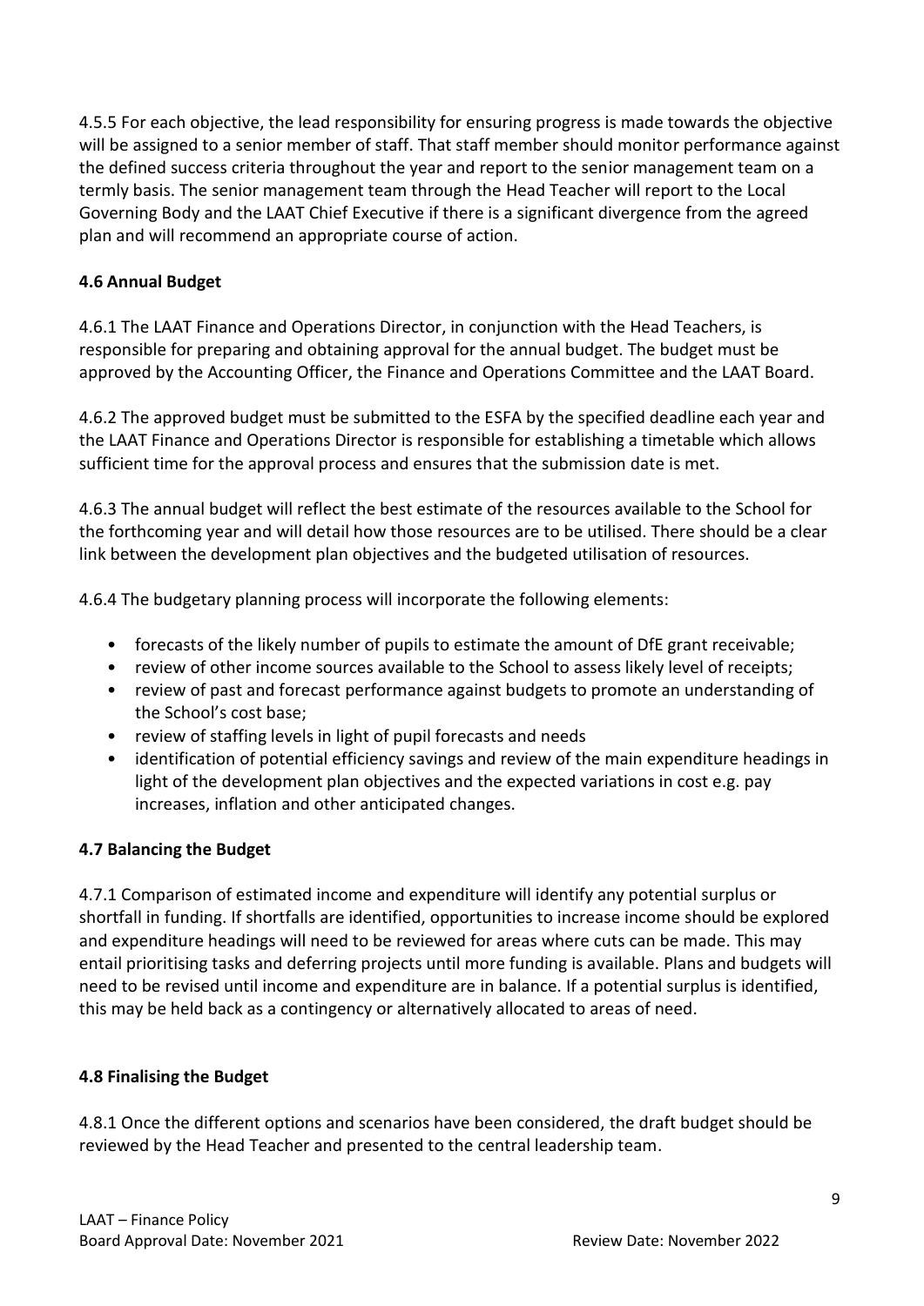4.5.5 For each objective, the lead responsibility for ensuring progress is made towards the objective will be assigned to a senior member of staff. That staff member should monitor performance against the defined success criteria throughout the year and report to the senior management team on a termly basis. The senior management team through the Head Teacher will report to the Local Governing Body and the LAAT Chief Executive if there is a significant divergence from the agreed plan and will recommend an appropriate course of action.

### 4.6 Annual Budget

4.6.1 The LAAT Finance and Operations Director, in conjunction with the Head Teachers, is responsible for preparing and obtaining approval for the annual budget. The budget must be approved by the Accounting Officer, the Finance and Operations Committee and the LAAT Board.

4.6.2 The approved budget must be submitted to the ESFA by the specified deadline each year and the LAAT Finance and Operations Director is responsible for establishing a timetable which allows sufficient time for the approval process and ensures that the submission date is met.

4.6.3 The annual budget will reflect the best estimate of the resources available to the School for the forthcoming year and will detail how those resources are to be utilised. There should be a clear link between the development plan objectives and the budgeted utilisation of resources.

4.6.4 The budgetary planning process will incorporate the following elements:

- forecasts of the likely number of pupils to estimate the amount of DfE grant receivable;
- review of other income sources available to the School to assess likely level of receipts;
- review of past and forecast performance against budgets to promote an understanding of the School's cost base;
- review of staffing levels in light of pupil forecasts and needs
- identification of potential efficiency savings and review of the main expenditure headings in light of the development plan objectives and the expected variations in cost e.g. pay increases, inflation and other anticipated changes.

### 4.7 Balancing the Budget

4.7.1 Comparison of estimated income and expenditure will identify any potential surplus or shortfall in funding. If shortfalls are identified, opportunities to increase income should be explored and expenditure headings will need to be reviewed for areas where cuts can be made. This may entail prioritising tasks and deferring projects until more funding is available. Plans and budgets will need to be revised until income and expenditure are in balance. If a potential surplus is identified, this may be held back as a contingency or alternatively allocated to areas of need.

### 4.8 Finalising the Budget

4.8.1 Once the different options and scenarios have been considered, the draft budget should be reviewed by the Head Teacher and presented to the central leadership team.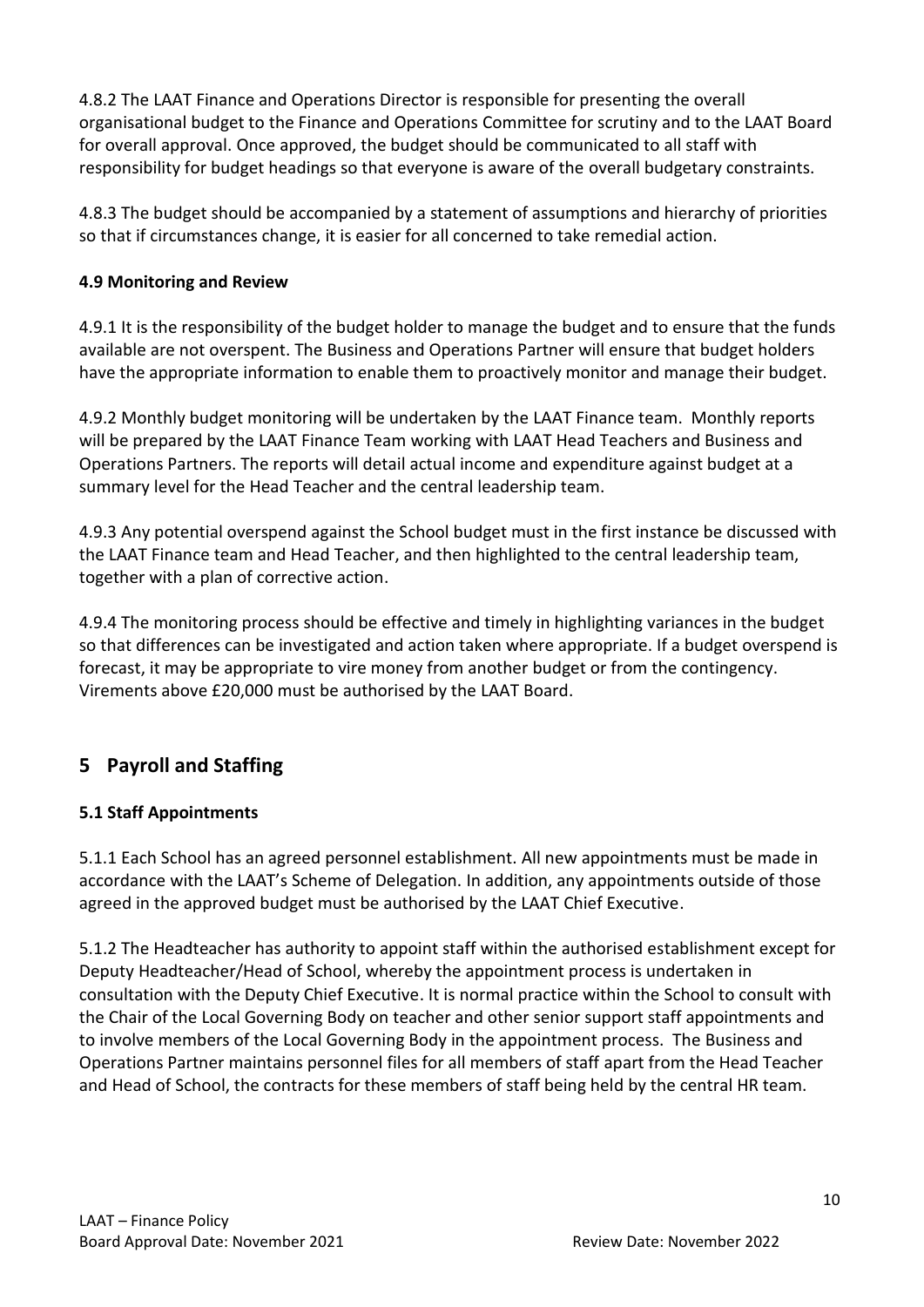4.8.2 The LAAT Finance and Operations Director is responsible for presenting the overall organisational budget to the Finance and Operations Committee for scrutiny and to the LAAT Board for overall approval. Once approved, the budget should be communicated to all staff with responsibility for budget headings so that everyone is aware of the overall budgetary constraints.

4.8.3 The budget should be accompanied by a statement of assumptions and hierarchy of priorities so that if circumstances change, it is easier for all concerned to take remedial action.

### 4.9 Monitoring and Review

4.9.1 It is the responsibility of the budget holder to manage the budget and to ensure that the funds available are not overspent. The Business and Operations Partner will ensure that budget holders have the appropriate information to enable them to proactively monitor and manage their budget.

4.9.2 Monthly budget monitoring will be undertaken by the LAAT Finance team. Monthly reports will be prepared by the LAAT Finance Team working with LAAT Head Teachers and Business and Operations Partners. The reports will detail actual income and expenditure against budget at a summary level for the Head Teacher and the central leadership team.

4.9.3 Any potential overspend against the School budget must in the first instance be discussed with the LAAT Finance team and Head Teacher, and then highlighted to the central leadership team, together with a plan of corrective action.

4.9.4 The monitoring process should be effective and timely in highlighting variances in the budget so that differences can be investigated and action taken where appropriate. If a budget overspend is forecast, it may be appropriate to vire money from another budget or from the contingency. Virements above £20,000 must be authorised by the LAAT Board.

## 5 Payroll and Staffing

### 5.1 Staff Appointments

5.1.1 Each School has an agreed personnel establishment. All new appointments must be made in accordance with the LAAT's Scheme of Delegation. In addition, any appointments outside of those agreed in the approved budget must be authorised by the LAAT Chief Executive.

5.1.2 The Headteacher has authority to appoint staff within the authorised establishment except for Deputy Headteacher/Head of School, whereby the appointment process is undertaken in consultation with the Deputy Chief Executive. It is normal practice within the School to consult with the Chair of the Local Governing Body on teacher and other senior support staff appointments and to involve members of the Local Governing Body in the appointment process. The Business and Operations Partner maintains personnel files for all members of staff apart from the Head Teacher and Head of School, the contracts for these members of staff being held by the central HR team.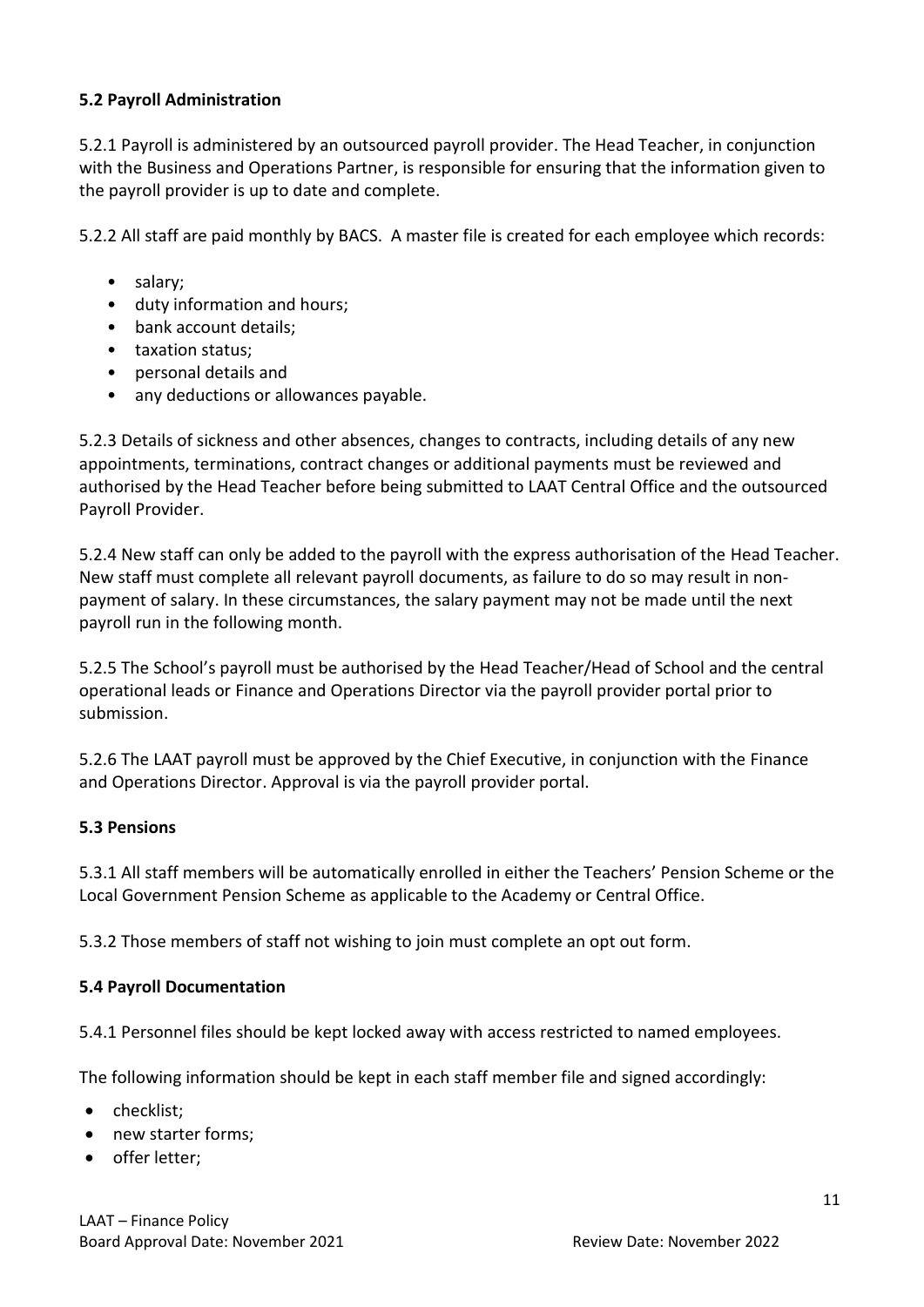### 5.2 Payroll Administration

5.2.1 Payroll is administered by an outsourced payroll provider. The Head Teacher, in conjunction with the Business and Operations Partner, is responsible for ensuring that the information given to the payroll provider is up to date and complete.

5.2.2 All staff are paid monthly by BACS. A master file is created for each employee which records:

- salary;
- duty information and hours;
- bank account details;
- taxation status;
- personal details and
- any deductions or allowances payable.

5.2.3 Details of sickness and other absences, changes to contracts, including details of any new appointments, terminations, contract changes or additional payments must be reviewed and authorised by the Head Teacher before being submitted to LAAT Central Office and the outsourced Payroll Provider.

5.2.4 New staff can only be added to the payroll with the express authorisation of the Head Teacher. New staff must complete all relevant payroll documents, as failure to do so may result in non-payment of salary. In these circumstances, the salary payment may not be made until the next payroll run in the following month.

5.2.5 The School's payroll must be authorised by the Head Teacher/Head of School and the central operational leads or Finance and Operations Director via the payroll provider portal prior to submission.

5.2.6 The LAAT payroll must be approved by the Chief Executive, in conjunction with the Finance and Operations Director. Approval is via the payroll provider portal.

### 5.3 Pensions

5.3.1 All staff members will be automatically enrolled in either the Teachers' Pension Scheme or the Local Government Pension Scheme as applicable to the Academy or Central Office.

5.3.2 Those members of staff not wishing to join must complete an opt out form.

### 5.4 Payroll Documentation

5.4.1 Personnel files should be kept locked away with access restricted to named employees.

The following information should be kept in each staff member file and signed accordingly:

- checklist;
- new starter forms;
- offer letter;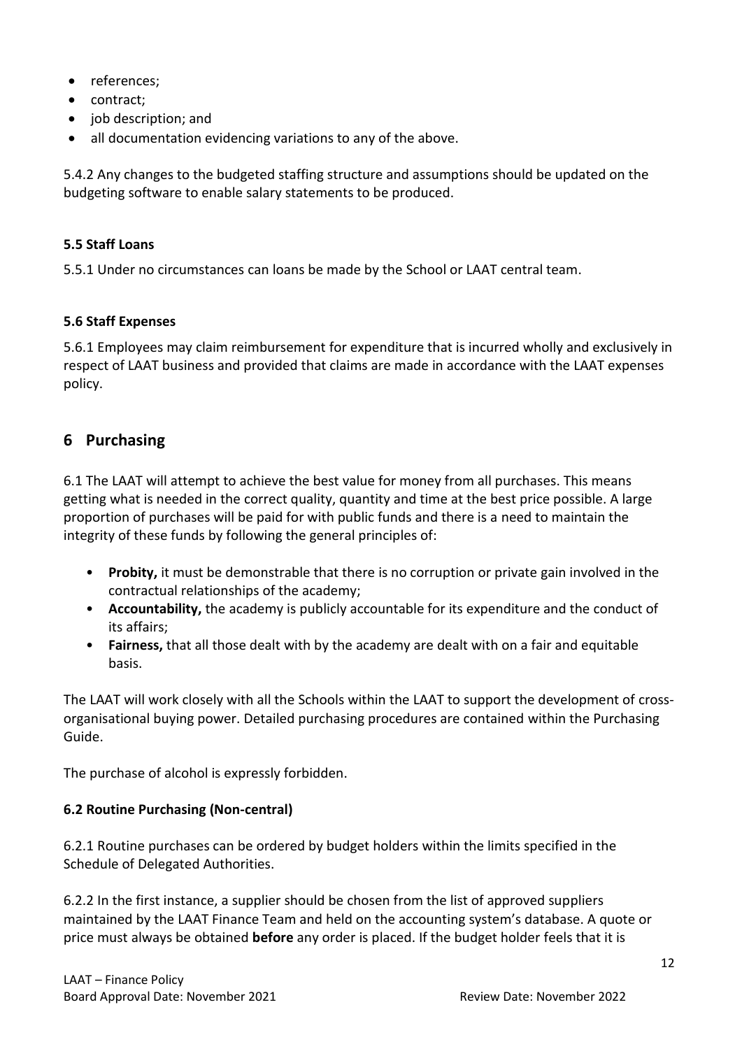- references;
- contract;
- job description; and
- all documentation evidencing variations to any of the above.

5.4.2 Any changes to the budgeted staffing structure and assumptions should be updated on the budgeting software to enable salary statements to be produced.

### 5.5 Staff Loans

5.5.1 Under no circumstances can loans be made by the School or LAAT central team.

### 5.6 Staff Expenses

5.6.1 Employees may claim reimbursement for expenditure that is incurred wholly and exclusively in respect of LAAT business and provided that claims are made in accordance with the LAAT expenses policy.

## 6 Purchasing

6.1 The LAAT will attempt to achieve the best value for money from all purchases. This means getting what is needed in the correct quality, quantity and time at the best price possible. A large proportion of purchases will be paid for with public funds and there is a need to maintain the integrity of these funds by following the general principles of:

- **Probity,** it must be demonstrable that there is no corruption or private gain involved in the contractual relationships of the academy;
- **Accountability,** the academy is publicly accountable for its expenditure and the conduct of its affairs;
- **Fairness,** that all those dealt with by the academy are dealt with on a fair and equitable basis.

The LAAT will work closely with all the Schools within the LAAT to support the development of cross-organisational buying power. Detailed purchasing procedures are contained within the Purchasing Guide.

The purchase of alcohol is expressly forbidden.

### 6.2 Routine Purchasing (Non-central)

6.2.1 Routine purchases can be ordered by budget holders within the limits specified in the Schedule of Delegated Authorities.

6.2.2 In the first instance, a supplier should be chosen from the list of approved suppliers maintained by the LAAT Finance Team and held on the accounting system's database. A quote or price must always be obtained **before** any order is placed. If the budget holder feels that it is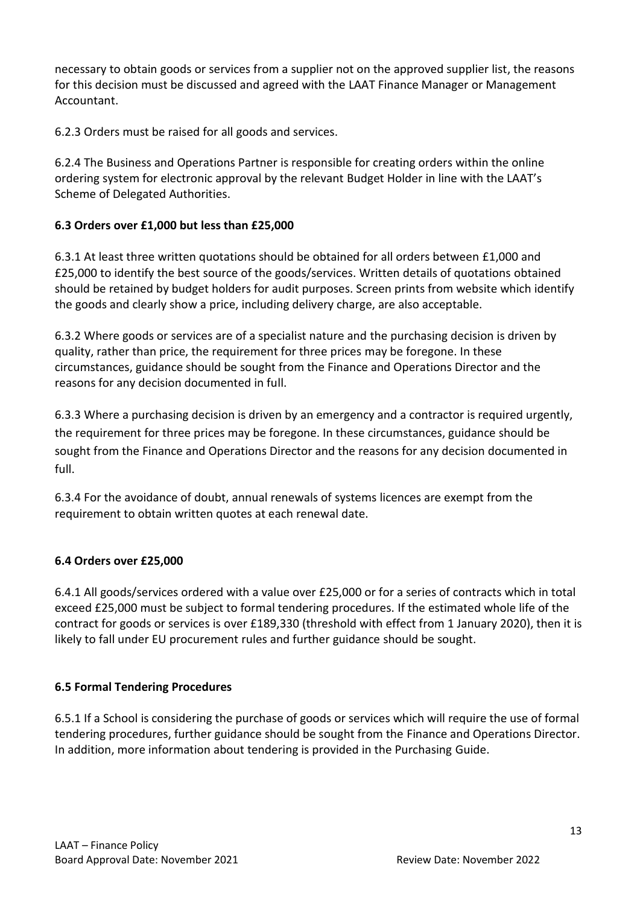necessary to obtain goods or services from a supplier not on the approved supplier list, the reasons for this decision must be discussed and agreed with the LAAT Finance Manager or Management Accountant.

6.2.3 Orders must be raised for all goods and services.

6.2.4 The Business and Operations Partner is responsible for creating orders within the online ordering system for electronic approval by the relevant Budget Holder in line with the LAAT's Scheme of Delegated Authorities.

**6.3 Orders over £1,000 but less than £25,000**

6.3.1 At least three written quotations should be obtained for all orders between £1,000 and £25,000 to identify the best source of the goods/services. Written details of quotations obtained should be retained by budget holders for audit purposes. Screen prints from website which identify the goods and clearly show a price, including delivery charge, are also acceptable.

6.3.2 Where goods or services are of a specialist nature and the purchasing decision is driven by quality, rather than price, the requirement for three prices may be foregone. In these circumstances, guidance should be sought from the Finance and Operations Director and the reasons for any decision documented in full.

6.3.3 Where a purchasing decision is driven by an emergency and a contractor is required urgently, the requirement for three prices may be foregone. In these circumstances, guidance should be sought from the Finance and Operations Director and the reasons for any decision documented in full.

6.3.4 For the avoidance of doubt, annual renewals of systems licences are exempt from the requirement to obtain written quotes at each renewal date.

**6.4 Orders over £25,000**

6.4.1 All goods/services ordered with a value over £25,000 or for a series of contracts which in total exceed £25,000 must be subject to formal tendering procedures. If the estimated whole life of the contract for goods or services is over £189,330 (threshold with effect from 1 January 2020), then it is likely to fall under EU procurement rules and further guidance should be sought.

**6.5 Formal Tendering Procedures**

6.5.1 If a School is considering the purchase of goods or services which will require the use of formal tendering procedures, further guidance should be sought from the Finance and Operations Director. In addition, more information about tendering is provided in the Purchasing Guide.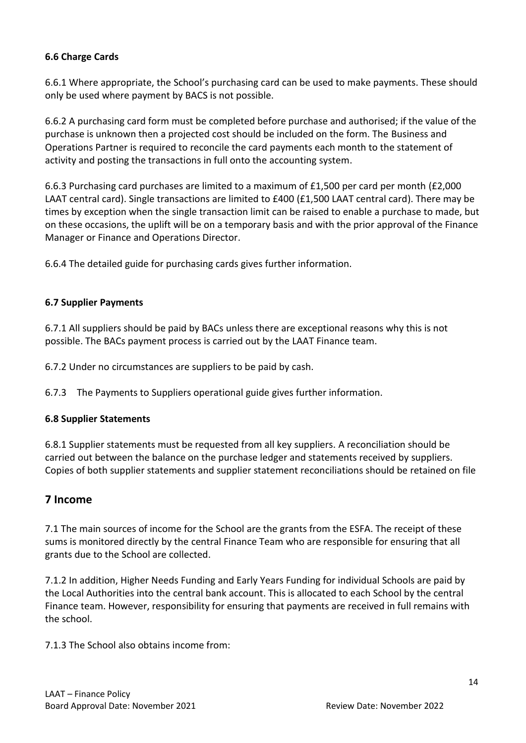### 6.6 Charge Cards

6.6.1 Where appropriate, the School's purchasing card can be used to make payments. These should only be used where payment by BACS is not possible.

6.6.2 A purchasing card form must be completed before purchase and authorised; if the value of the purchase is unknown then a projected cost should be included on the form. The Business and Operations Partner is required to reconcile the card payments each month to the statement of activity and posting the transactions in full onto the accounting system.

6.6.3 Purchasing card purchases are limited to a maximum of £1,500 per card per month (£2,000 LAAT central card). Single transactions are limited to £400 (£1,500 LAAT central card). There may be times by exception when the single transaction limit can be raised to enable a purchase to made, but on these occasions, the uplift will be on a temporary basis and with the prior approval of the Finance Manager or Finance and Operations Director.

6.6.4 The detailed guide for purchasing cards gives further information.

### 6.7 Supplier Payments

6.7.1 All suppliers should be paid by BACs unless there are exceptional reasons why this is not possible. The BACs payment process is carried out by the LAAT Finance team.

6.7.2 Under no circumstances are suppliers to be paid by cash.

6.7.3 The Payments to Suppliers operational guide gives further information.

### 6.8 Supplier Statements

6.8.1 Supplier statements must be requested from all key suppliers. A reconciliation should be carried out between the balance on the purchase ledger and statements received by suppliers. Copies of both supplier statements and supplier statement reconciliations should be retained on file

## 7 Income

7.1 The main sources of income for the School are the grants from the ESFA. The receipt of these sums is monitored directly by the central Finance Team who are responsible for ensuring that all grants due to the School are collected.

7.1.2 In addition, Higher Needs Funding and Early Years Funding for individual Schools are paid by the Local Authorities into the central bank account. This is allocated to each School by the central Finance team. However, responsibility for ensuring that payments are received in full remains with the school.

7.1.3 The School also obtains income from: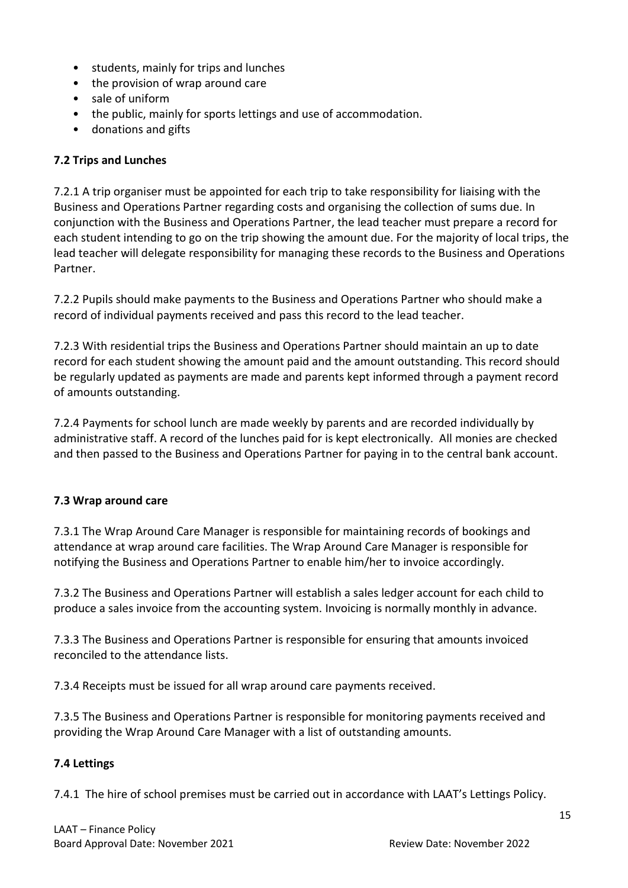- students, mainly for trips and lunches
- the provision of wrap around care
- sale of uniform
- the public, mainly for sports lettings and use of accommodation.
- donations and gifts

**7.2 Trips and Lunches**

7.2.1 A trip organiser must be appointed for each trip to take responsibility for liaising with the Business and Operations Partner regarding costs and organising the collection of sums due. In conjunction with the Business and Operations Partner, the lead teacher must prepare a record for each student intending to go on the trip showing the amount due. For the majority of local trips, the lead teacher will delegate responsibility for managing these records to the Business and Operations Partner.

7.2.2 Pupils should make payments to the Business and Operations Partner who should make a record of individual payments received and pass this record to the lead teacher.

7.2.3 With residential trips the Business and Operations Partner should maintain an up to date record for each student showing the amount paid and the amount outstanding. This record should be regularly updated as payments are made and parents kept informed through a payment record of amounts outstanding.

7.2.4 Payments for school lunch are made weekly by parents and are recorded individually by administrative staff. A record of the lunches paid for is kept electronically. All monies are checked and then passed to the Business and Operations Partner for paying in to the central bank account.

**7.3 Wrap around care**

7.3.1 The Wrap Around Care Manager is responsible for maintaining records of bookings and attendance at wrap around care facilities. The Wrap Around Care Manager is responsible for notifying the Business and Operations Partner to enable him/her to invoice accordingly.

7.3.2 The Business and Operations Partner will establish a sales ledger account for each child to produce a sales invoice from the accounting system. Invoicing is normally monthly in advance.

7.3.3 The Business and Operations Partner is responsible for ensuring that amounts invoiced reconciled to the attendance lists.

7.3.4 Receipts must be issued for all wrap around care payments received.

7.3.5 The Business and Operations Partner is responsible for monitoring payments received and providing the Wrap Around Care Manager with a list of outstanding amounts.

**7.4 Lettings**

7.4.1 The hire of school premises must be carried out in accordance with LAAT's Lettings Policy.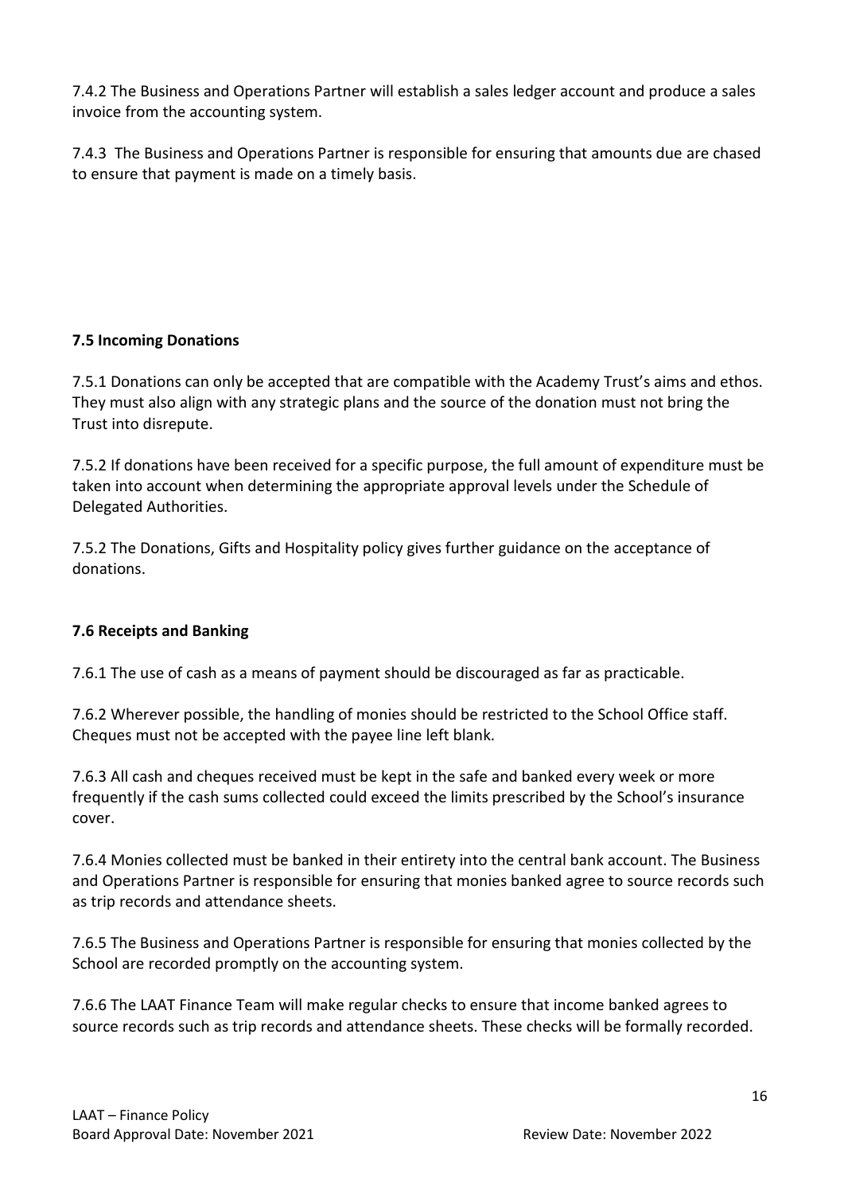7.4.2 The Business and Operations Partner will establish a sales ledger account and produce a sales invoice from the accounting system.

7.4.3 The Business and Operations Partner is responsible for ensuring that amounts due are chased to ensure that payment is made on a timely basis.

**7.5 Incoming Donations**

7.5.1 Donations can only be accepted that are compatible with the Academy Trust's aims and ethos. They must also align with any strategic plans and the source of the donation must not bring the Trust into disrepute.

7.5.2 If donations have been received for a specific purpose, the full amount of expenditure must be taken into account when determining the appropriate approval levels under the Schedule of Delegated Authorities.

7.5.2 The Donations, Gifts and Hospitality policy gives further guidance on the acceptance of donations.

**7.6 Receipts and Banking**

7.6.1 The use of cash as a means of payment should be discouraged as far as practicable.

7.6.2 Wherever possible, the handling of monies should be restricted to the School Office staff. Cheques must not be accepted with the payee line left blank.

7.6.3 All cash and cheques received must be kept in the safe and banked every week or more frequently if the cash sums collected could exceed the limits prescribed by the School's insurance cover.

7.6.4 Monies collected must be banked in their entirety into the central bank account. The Business and Operations Partner is responsible for ensuring that monies banked agree to source records such as trip records and attendance sheets.

7.6.5 The Business and Operations Partner is responsible for ensuring that monies collected by the School are recorded promptly on the accounting system.

7.6.6 The LAAT Finance Team will make regular checks to ensure that income banked agrees to source records such as trip records and attendance sheets. These checks will be formally recorded.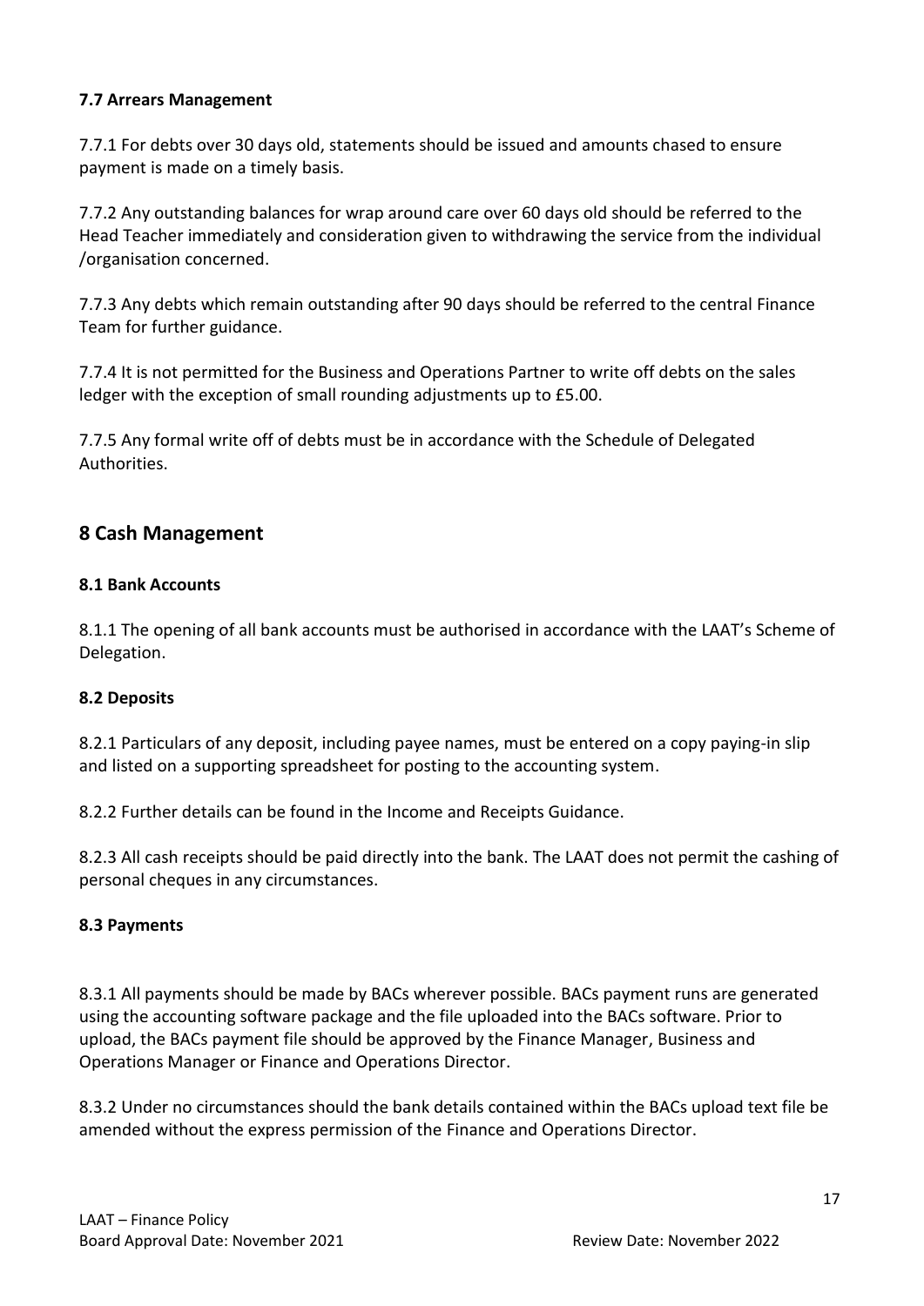### 7.7 Arrears Management

7.7.1 For debts over 30 days old, statements should be issued and amounts chased to ensure payment is made on a timely basis.

7.7.2 Any outstanding balances for wrap around care over 60 days old should be referred to the Head Teacher immediately and consideration given to withdrawing the service from the individual /organisation concerned.

7.7.3 Any debts which remain outstanding after 90 days should be referred to the central Finance Team for further guidance.

7.7.4 It is not permitted for the Business and Operations Partner to write off debts on the sales ledger with the exception of small rounding adjustments up to £5.00.

7.7.5 Any formal write off of debts must be in accordance with the Schedule of Delegated Authorities.

## 8 Cash Management

### 8.1 Bank Accounts

8.1.1 The opening of all bank accounts must be authorised in accordance with the LAAT's Scheme of Delegation.

### 8.2 Deposits

8.2.1 Particulars of any deposit, including payee names, must be entered on a copy paying-in slip and listed on a supporting spreadsheet for posting to the accounting system.

8.2.2 Further details can be found in the Income and Receipts Guidance.

8.2.3 All cash receipts should be paid directly into the bank. The LAAT does not permit the cashing of personal cheques in any circumstances.

### 8.3 Payments

8.3.1 All payments should be made by BACs wherever possible. BACs payment runs are generated using the accounting software package and the file uploaded into the BACs software. Prior to upload, the BACs payment file should be approved by the Finance Manager, Business and Operations Manager or Finance and Operations Director.

8.3.2 Under no circumstances should the bank details contained within the BACs upload text file be amended without the express permission of the Finance and Operations Director.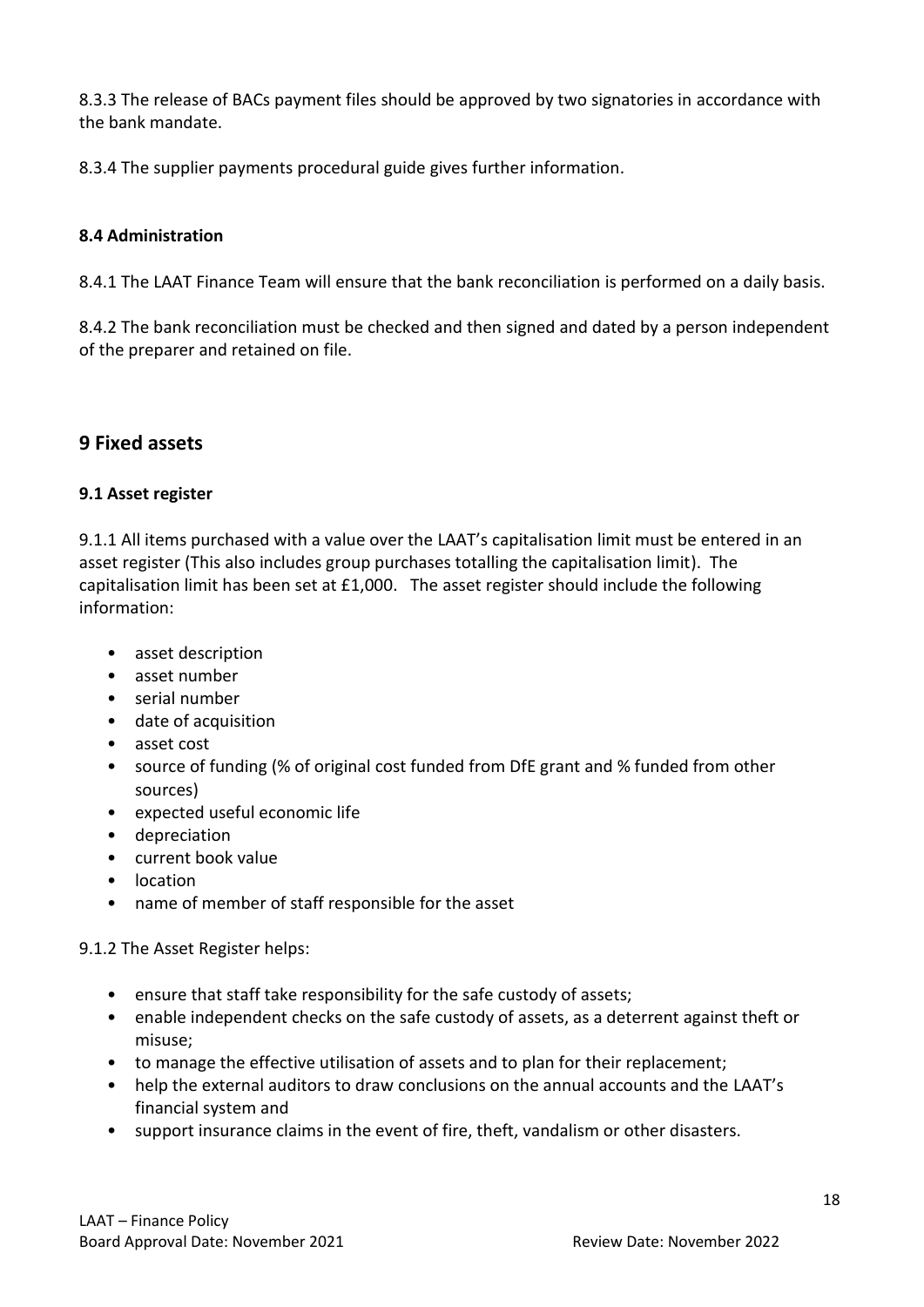8.3.3 The release of BACs payment files should be approved by two signatories in accordance with the bank mandate.

8.3.4 The supplier payments procedural guide gives further information.

### 8.4 Administration

8.4.1 The LAAT Finance Team will ensure that the bank reconciliation is performed on a daily basis.

8.4.2 The bank reconciliation must be checked and then signed and dated by a person independent of the preparer and retained on file.

## 9 Fixed assets

### 9.1 Asset register

9.1.1 All items purchased with a value over the LAAT's capitalisation limit must be entered in an asset register (This also includes group purchases totalling the capitalisation limit). The capitalisation limit has been set at £1,000. The asset register should include the following information:

- asset description
- asset number
- serial number
- date of acquisition
- asset cost
- source of funding (% of original cost funded from DfE grant and % funded from other sources)
- expected useful economic life
- depreciation
- current book value
- location
- name of member of staff responsible for the asset

9.1.2 The Asset Register helps:

- ensure that staff take responsibility for the safe custody of assets;
- enable independent checks on the safe custody of assets, as a deterrent against theft or misuse;
- to manage the effective utilisation of assets and to plan for their replacement;
- help the external auditors to draw conclusions on the annual accounts and the LAAT's financial system and
- support insurance claims in the event of fire, theft, vandalism or other disasters.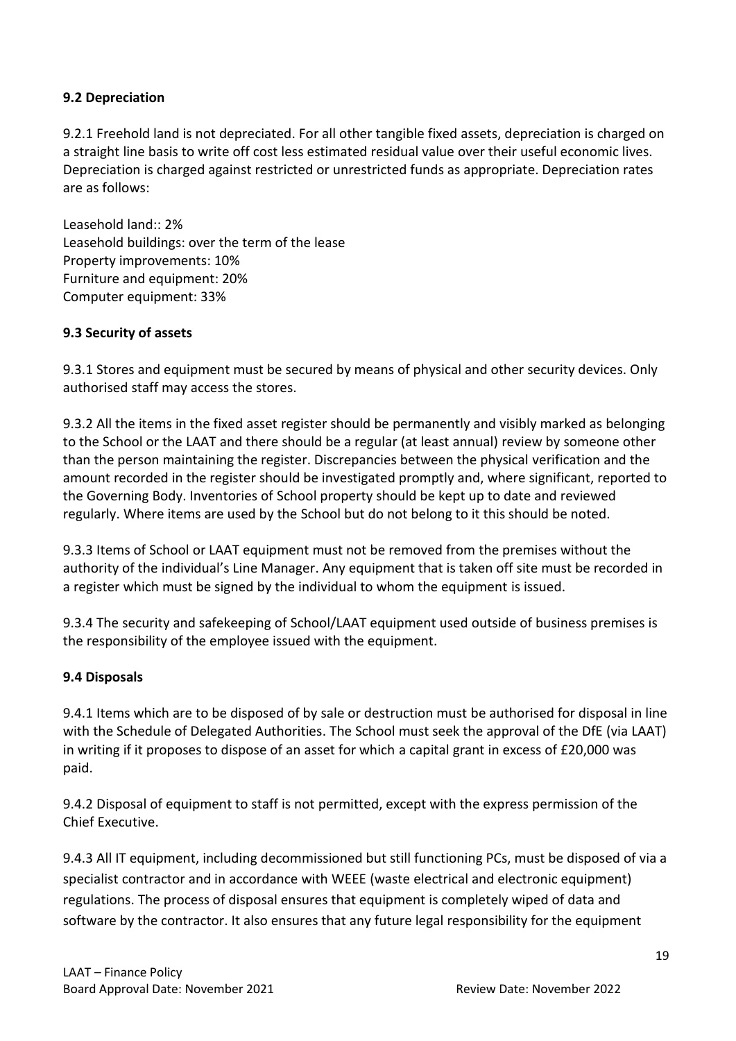### 9.2 Depreciation

9.2.1 Freehold land is not depreciated. For all other tangible fixed assets, depreciation is charged on a straight line basis to write off cost less estimated residual value over their useful economic lives. Depreciation is charged against restricted or unrestricted funds as appropriate. Depreciation rates are as follows:

Leasehold land:: 2%
Leasehold buildings: over the term of the lease
Property improvements: 10%
Furniture and equipment: 20%
Computer equipment: 33%

### 9.3 Security of assets

9.3.1 Stores and equipment must be secured by means of physical and other security devices. Only authorised staff may access the stores.

9.3.2 All the items in the fixed asset register should be permanently and visibly marked as belonging to the School or the LAAT and there should be a regular (at least annual) review by someone other than the person maintaining the register. Discrepancies between the physical verification and the amount recorded in the register should be investigated promptly and, where significant, reported to the Governing Body. Inventories of School property should be kept up to date and reviewed regularly. Where items are used by the School but do not belong to it this should be noted.

9.3.3 Items of School or LAAT equipment must not be removed from the premises without the authority of the individual's Line Manager. Any equipment that is taken off site must be recorded in a register which must be signed by the individual to whom the equipment is issued.

9.3.4 The security and safekeeping of School/LAAT equipment used outside of business premises is the responsibility of the employee issued with the equipment.

### 9.4 Disposals

9.4.1 Items which are to be disposed of by sale or destruction must be authorised for disposal in line with the Schedule of Delegated Authorities. The School must seek the approval of the DfE (via LAAT) in writing if it proposes to dispose of an asset for which a capital grant in excess of £20,000 was paid.

9.4.2 Disposal of equipment to staff is not permitted, except with the express permission of the Chief Executive.

9.4.3 All IT equipment, including decommissioned but still functioning PCs, must be disposed of via a specialist contractor and in accordance with WEEE (waste electrical and electronic equipment) regulations. The process of disposal ensures that equipment is completely wiped of data and software by the contractor. It also ensures that any future legal responsibility for the equipment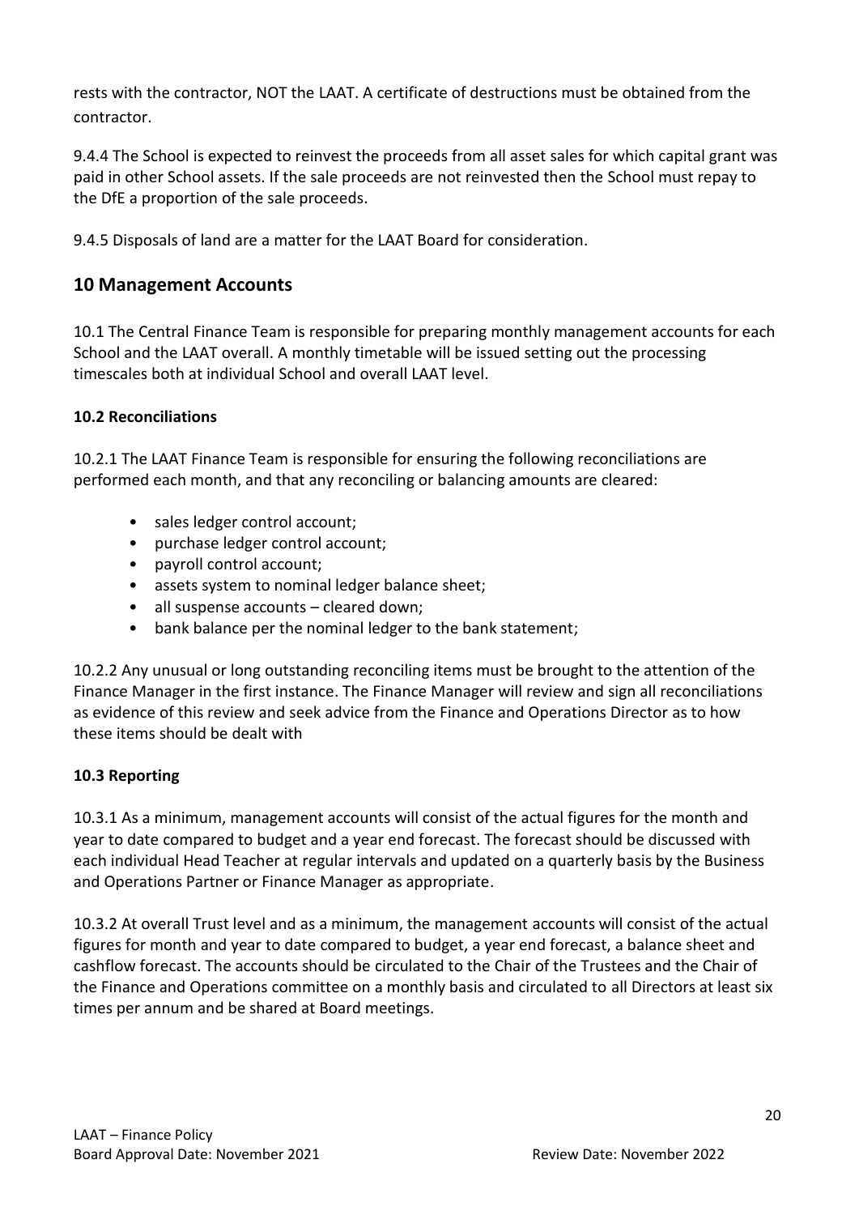rests with the contractor, NOT the LAAT. A certificate of destructions must be obtained from the contractor.

9.4.4 The School is expected to reinvest the proceeds from all asset sales for which capital grant was paid in other School assets. If the sale proceeds are not reinvested then the School must repay to the DfE a proportion of the sale proceeds.

9.4.5 Disposals of land are a matter for the LAAT Board for consideration.

## 10 Management Accounts

10.1 The Central Finance Team is responsible for preparing monthly management accounts for each School and the LAAT overall. A monthly timetable will be issued setting out the processing timescales both at individual School and overall LAAT level.

### 10.2 Reconciliations

10.2.1 The LAAT Finance Team is responsible for ensuring the following reconciliations are performed each month, and that any reconciling or balancing amounts are cleared:

- sales ledger control account;
- purchase ledger control account;
- payroll control account;
- assets system to nominal ledger balance sheet;
- all suspense accounts – cleared down;
- bank balance per the nominal ledger to the bank statement;

10.2.2 Any unusual or long outstanding reconciling items must be brought to the attention of the Finance Manager in the first instance. The Finance Manager will review and sign all reconciliations as evidence of this review and seek advice from the Finance and Operations Director as to how these items should be dealt with

### 10.3 Reporting

10.3.1 As a minimum, management accounts will consist of the actual figures for the month and year to date compared to budget and a year end forecast. The forecast should be discussed with each individual Head Teacher at regular intervals and updated on a quarterly basis by the Business and Operations Partner or Finance Manager as appropriate.

10.3.2 At overall Trust level and as a minimum, the management accounts will consist of the actual figures for month and year to date compared to budget, a year end forecast, a balance sheet and cashflow forecast. The accounts should be circulated to the Chair of the Trustees and the Chair of the Finance and Operations committee on a monthly basis and circulated to all Directors at least six times per annum and be shared at Board meetings.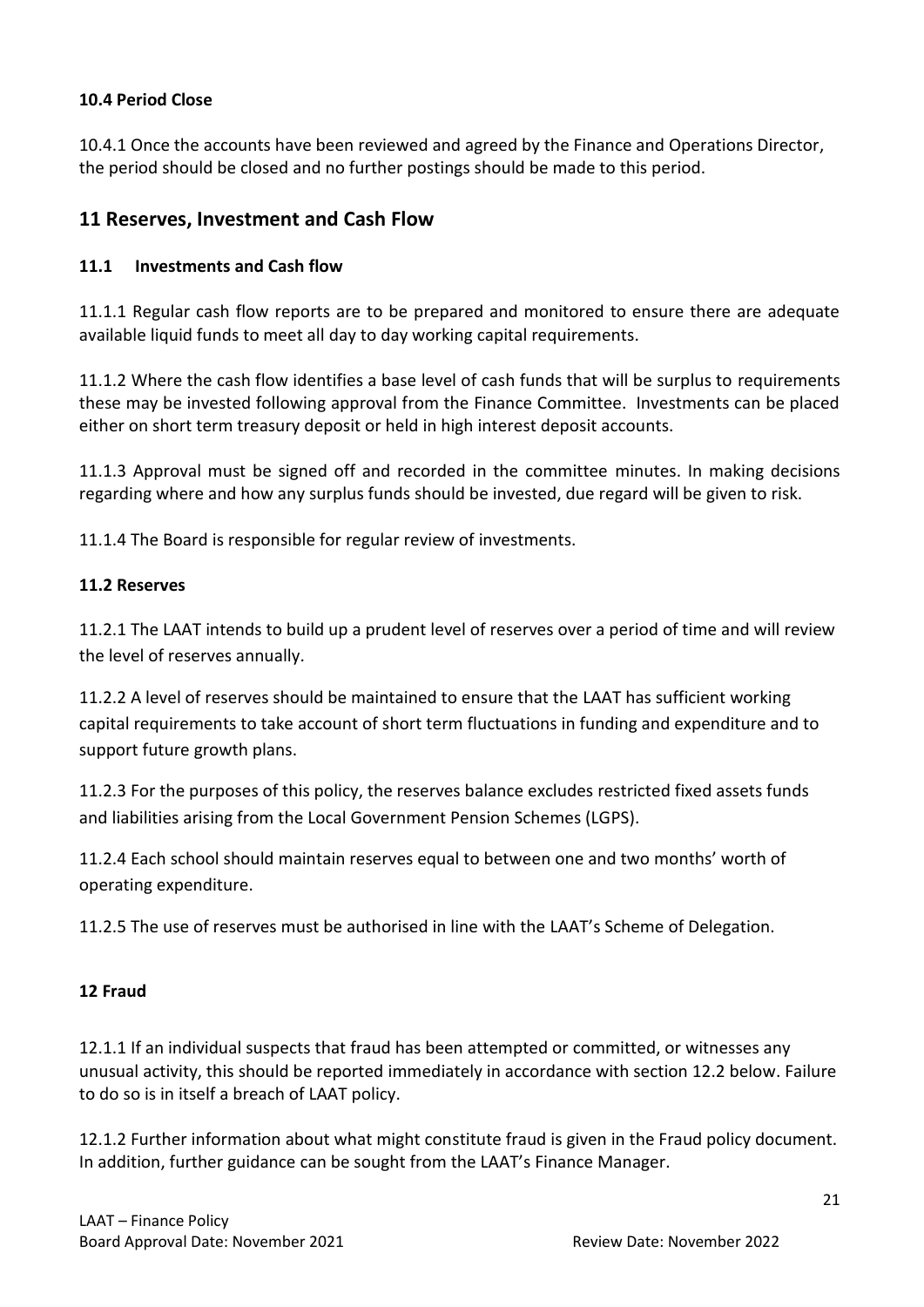### 10.4 Period Close

10.4.1 Once the accounts have been reviewed and agreed by the Finance and Operations Director, the period should be closed and no further postings should be made to this period.

## 11 Reserves, Investment and Cash Flow

### 11.1 Investments and Cash flow

11.1.1 Regular cash flow reports are to be prepared and monitored to ensure there are adequate available liquid funds to meet all day to day working capital requirements.

11.1.2 Where the cash flow identifies a base level of cash funds that will be surplus to requirements these may be invested following approval from the Finance Committee. Investments can be placed either on short term treasury deposit or held in high interest deposit accounts.

11.1.3 Approval must be signed off and recorded in the committee minutes. In making decisions regarding where and how any surplus funds should be invested, due regard will be given to risk.

11.1.4 The Board is responsible for regular review of investments.

### 11.2 Reserves

11.2.1 The LAAT intends to build up a prudent level of reserves over a period of time and will review the level of reserves annually.

11.2.2 A level of reserves should be maintained to ensure that the LAAT has sufficient working capital requirements to take account of short term fluctuations in funding and expenditure and to support future growth plans.

11.2.3 For the purposes of this policy, the reserves balance excludes restricted fixed assets funds and liabilities arising from the Local Government Pension Schemes (LGPS).

11.2.4 Each school should maintain reserves equal to between one and two months' worth of operating expenditure.

11.2.5 The use of reserves must be authorised in line with the LAAT's Scheme of Delegation.

### 12 Fraud

12.1.1 If an individual suspects that fraud has been attempted or committed, or witnesses any unusual activity, this should be reported immediately in accordance with section 12.2 below. Failure to do so is in itself a breach of LAAT policy.

12.1.2 Further information about what might constitute fraud is given in the Fraud policy document. In addition, further guidance can be sought from the LAAT's Finance Manager.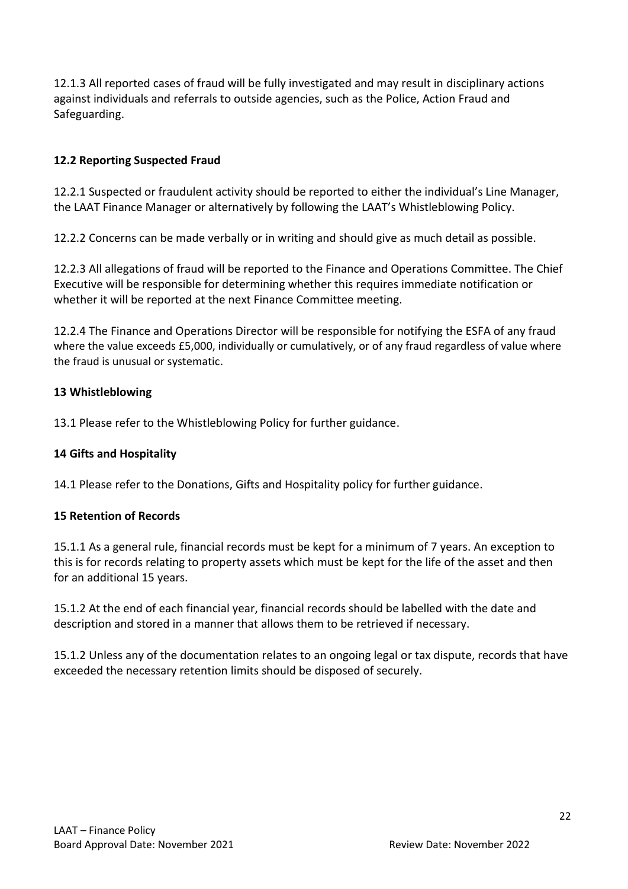12.1.3 All reported cases of fraud will be fully investigated and may result in disciplinary actions against individuals and referrals to outside agencies, such as the Police, Action Fraud and Safeguarding.

### 12.2 Reporting Suspected Fraud

12.2.1 Suspected or fraudulent activity should be reported to either the individual's Line Manager, the LAAT Finance Manager or alternatively by following the LAAT's Whistleblowing Policy.

12.2.2 Concerns can be made verbally or in writing and should give as much detail as possible.

12.2.3 All allegations of fraud will be reported to the Finance and Operations Committee. The Chief Executive will be responsible for determining whether this requires immediate notification or whether it will be reported at the next Finance Committee meeting.

12.2.4 The Finance and Operations Director will be responsible for notifying the ESFA of any fraud where the value exceeds £5,000, individually or cumulatively, or of any fraud regardless of value where the fraud is unusual or systematic.

## 13 Whistleblowing

13.1 Please refer to the Whistleblowing Policy for further guidance.

## 14 Gifts and Hospitality

14.1 Please refer to the Donations, Gifts and Hospitality policy for further guidance.

## 15 Retention of Records

15.1.1 As a general rule, financial records must be kept for a minimum of 7 years. An exception to this is for records relating to property assets which must be kept for the life of the asset and then for an additional 15 years.

15.1.2 At the end of each financial year, financial records should be labelled with the date and description and stored in a manner that allows them to be retrieved if necessary.

15.1.2 Unless any of the documentation relates to an ongoing legal or tax dispute, records that have exceeded the necessary retention limits should be disposed of securely.